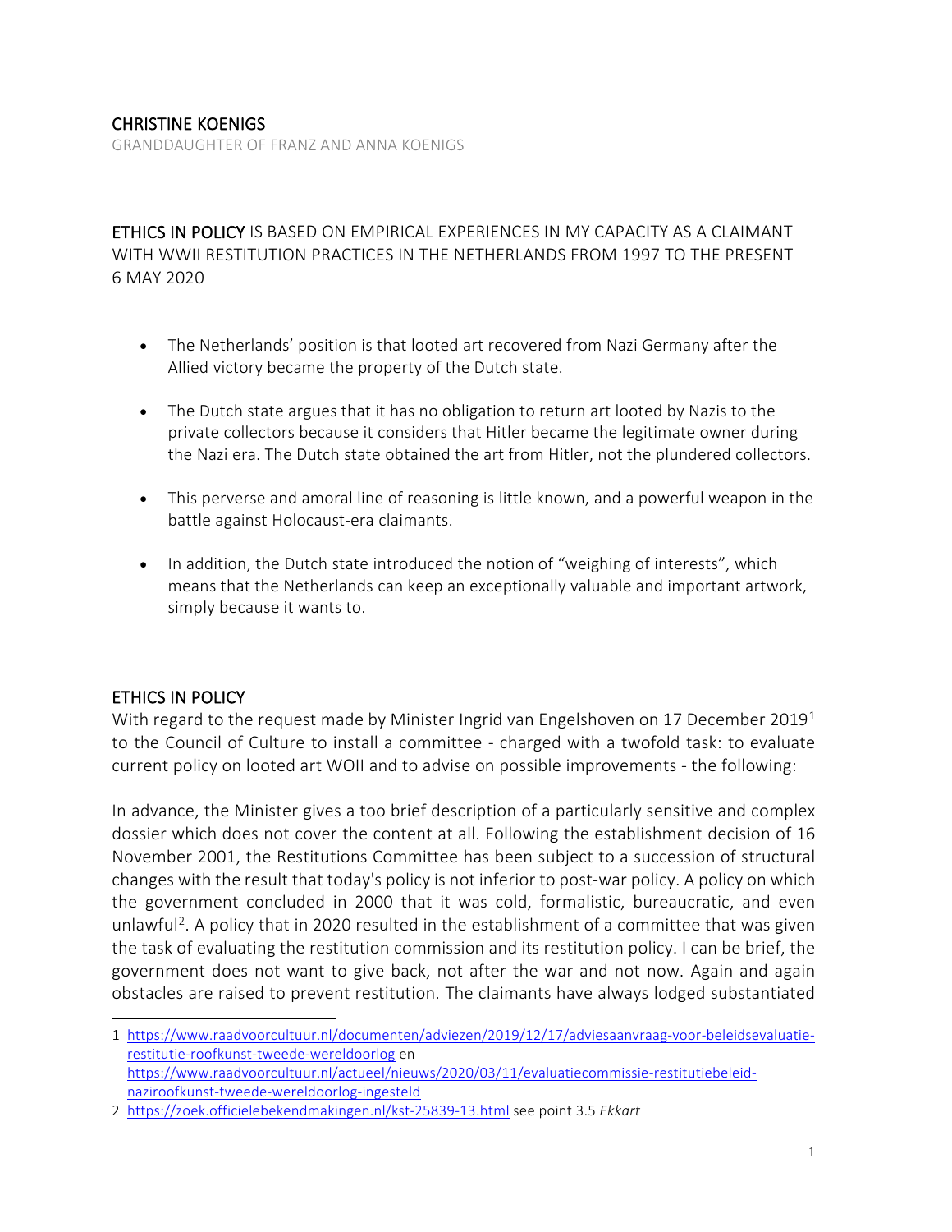# CHRISTINE KOENIGS

GRANDDAUGHTER OF FRANZ AND ANNA KOENIGS

**ETHICS IN POLICY** IS BASED ON EMPIRICAL EXPERIENCES IN MY CAPACITY AS A CLAIMANT WITH WWII RESTITUTION PRACTICES IN THE NETHERLANDS FROM 1997 TO THE PRESENT 6 MAY 2020

- The Netherlands' position is that looted art recovered from Nazi Germany after the Allied victory became the property of the Dutch state.
- The Dutch state argues that it has no obligation to return art looted by Nazis to the private collectors because it considers that Hitler became the legitimate owner during the Nazi era. The Dutch state obtained the art from Hitler, not the plundered collectors.
- This perverse and amoral line of reasoning is little known, and a powerful weapon in the battle against Holocaust-era claimants.
- In addition, the Dutch state introduced the notion of "weighing of interests", which means that the Netherlands can keep an exceptionally valuable and important artwork, simply because it wants to.

## ETHICS IN POLICY

With regard to the request made by Minister Ingrid van Engelshoven on 17 December 2019[1] to the Council of Culture to install a committee - charged with a twofold task: to evaluate current policy on looted art WOII and to advise on possible improvements - the following:

In advance, the Minister gives a too brief description of a particularly sensitive and complex dossier which does not cover the content at all. Following the establishment decision of 16 November 2001, the Restitutions Committee has been subject to a succession of structural changes with the result that today's policy is not inferior to post-war policy. A policy on which the government concluded in 2000 that it was cold, formalistic, bureaucratic, and even unlawful[2]. A policy that in 2020 resulted in the establishment of a committee that was given the task of evaluating the restitution commission and its restitution policy. I can be brief, the government does not want to give back, not after the war and not now. Again and again obstacles are raised to prevent restitution. The claimants have always lodged substantiated

---

1 https://www.raadvoorcultuur.nl/documenten/adviezen/2019/12/17/adviesaanvraag-voor-beleidsevaluatie-restitutie-roofkunst-tweede-wereldoorlog en https://www.raadvoorcultuur.nl/actueel/nieuws/2020/03/11/evaluatiecommissie-restitutiebeleid-naziroofkunst-tweede-wereldoorlog-ingesteld

2 https://zoek.officielebekendmakingen.nl/kst-25839-13.html see point 3.5 *Ekkart*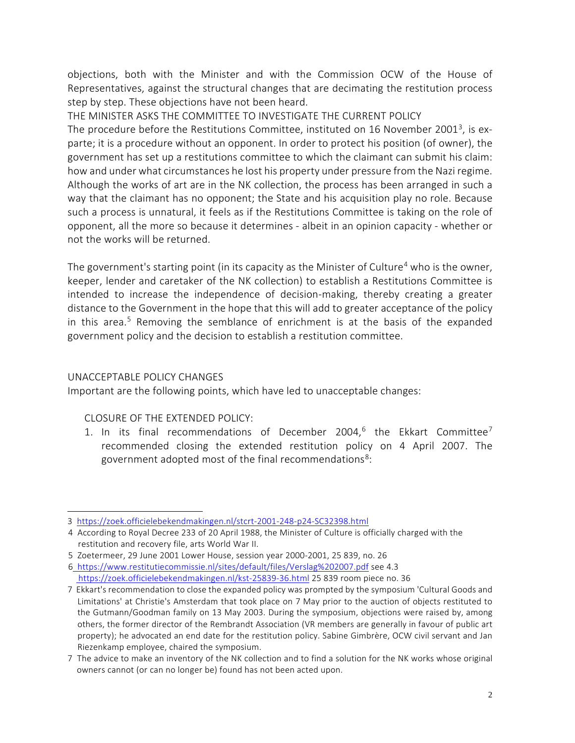objections, both with the Minister and with the Commission OCW of the House of Representatives, against the structural changes that are decimating the restitution process step by step. These objections have not been heard.

THE MINISTER ASKS THE COMMITTEE TO INVESTIGATE THE CURRENT POLICY

The procedure before the Restitutions Committee, instituted on 16 November 2001[3], is ex-parte; it is a procedure without an opponent. In order to protect his position (of owner), the government has set up a restitutions committee to which the claimant can submit his claim: how and under what circumstances he lost his property under pressure from the Nazi regime. Although the works of art are in the NK collection, the process has been arranged in such a way that the claimant has no opponent; the State and his acquisition play no role. Because such a process is unnatural, it feels as if the Restitutions Committee is taking on the role of opponent, all the more so because it determines - albeit in an opinion capacity - whether or not the works will be returned.

The government's starting point (in its capacity as the Minister of Culture[4] who is the owner, keeper, lender and caretaker of the NK collection) to establish a Restitutions Committee is intended to increase the independence of decision-making, thereby creating a greater distance to the Government in the hope that this will add to greater acceptance of the policy in this area.[5] Removing the semblance of enrichment is at the basis of the expanded government policy and the decision to establish a restitution committee.

UNACCEPTABLE POLICY CHANGES

Important are the following points, which have led to unacceptable changes:

CLOSURE OF THE EXTENDED POLICY:

1. In its final recommendations of December 2004,[6] the Ekkart Committee[7] recommended closing the extended restitution policy on 4 April 2007. The government adopted most of the final recommendations[8]:

---

3 https://zoek.officielebekendmakingen.nl/stcrt-2001-248-p24-SC32398.html

4 According to Royal Decree 233 of 20 April 1988, the Minister of Culture is officially charged with the restitution and recovery file, arts World War II.

5 Zoetermeer, 29 June 2001 Lower House, session year 2000-2001, 25 839, no. 26

6 https://www.restitutiecommissie.nl/sites/default/files/Verslag%202007.pdf see 4.3
https://zoek.officielebekendmakingen.nl/kst-25839-36.html 25 839 room piece no. 36

7 Ekkart's recommendation to close the expanded policy was prompted by the symposium 'Cultural Goods and Limitations' at Christie's Amsterdam that took place on 7 May prior to the auction of objects restituted to the Gutmann/Goodman family on 13 May 2003. During the symposium, objections were raised by, among others, the former director of the Rembrandt Association (VR members are generally in favour of public art property); he advocated an end date for the restitution policy. Sabine Gimbrère, OCW civil servant and Jan Riezenkamp employee, chaired the symposium.

7 The advice to make an inventory of the NK collection and to find a solution for the NK works whose original owners cannot (or can no longer be) found has not been acted upon.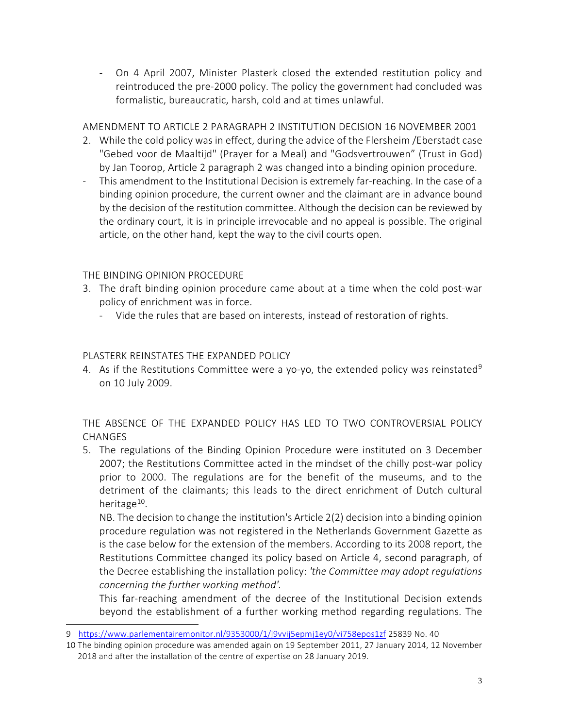- On 4 April 2007, Minister Plasterk closed the extended restitution policy and reintroduced the pre-2000 policy. The policy the government had concluded was formalistic, bureaucratic, harsh, cold and at times unlawful.

AMENDMENT TO ARTICLE 2 PARAGRAPH 2 INSTITUTION DECISION 16 NOVEMBER 2001

2. While the cold policy was in effect, during the advice of the Flersheim /Eberstadt case "Gebed voor de Maaltijd" (Prayer for a Meal) and "Godsvertrouwen" (Trust in God) by Jan Toorop, Article 2 paragraph 2 was changed into a binding opinion procedure.

- This amendment to the Institutional Decision is extremely far-reaching. In the case of a binding opinion procedure, the current owner and the claimant are in advance bound by the decision of the restitution committee. Although the decision can be reviewed by the ordinary court, it is in principle irrevocable and no appeal is possible. The original article, on the other hand, kept the way to the civil courts open.

THE BINDING OPINION PROCEDURE

3. The draft binding opinion procedure came about at a time when the cold post-war policy of enrichment was in force.
   - Vide the rules that are based on interests, instead of restoration of rights.

PLASTERK REINSTATES THE EXPANDED POLICY

4. As if the Restitutions Committee were a yo-yo, the extended policy was reinstated[9] on 10 July 2009.

THE ABSENCE OF THE EXPANDED POLICY HAS LED TO TWO CONTROVERSIAL POLICY CHANGES

5. The regulations of the Binding Opinion Procedure were instituted on 3 December 2007; the Restitutions Committee acted in the mindset of the chilly post-war policy prior to 2000. The regulations are for the benefit of the museums, and to the detriment of the claimants; this leads to the direct enrichment of Dutch cultural heritage[10].

   NB. The decision to change the institution's Article 2(2) decision into a binding opinion procedure regulation was not registered in the Netherlands Government Gazette as is the case below for the extension of the members. According to its 2008 report, the Restitutions Committee changed its policy based on Article 4, second paragraph, of the Decree establishing the installation policy: *'the Committee may adopt regulations concerning the further working method'.*

   This far-reaching amendment of the decree of the Institutional Decision extends beyond the establishment of a further working method regarding regulations. The

---

9 https://www.parlementairemonitor.nl/9353000/1/j9vvij5epmj1ey0/vi758epos1zf 25839 No. 40

10 The binding opinion procedure was amended again on 19 September 2011, 27 January 2014, 12 November 2018 and after the installation of the centre of expertise on 28 January 2019.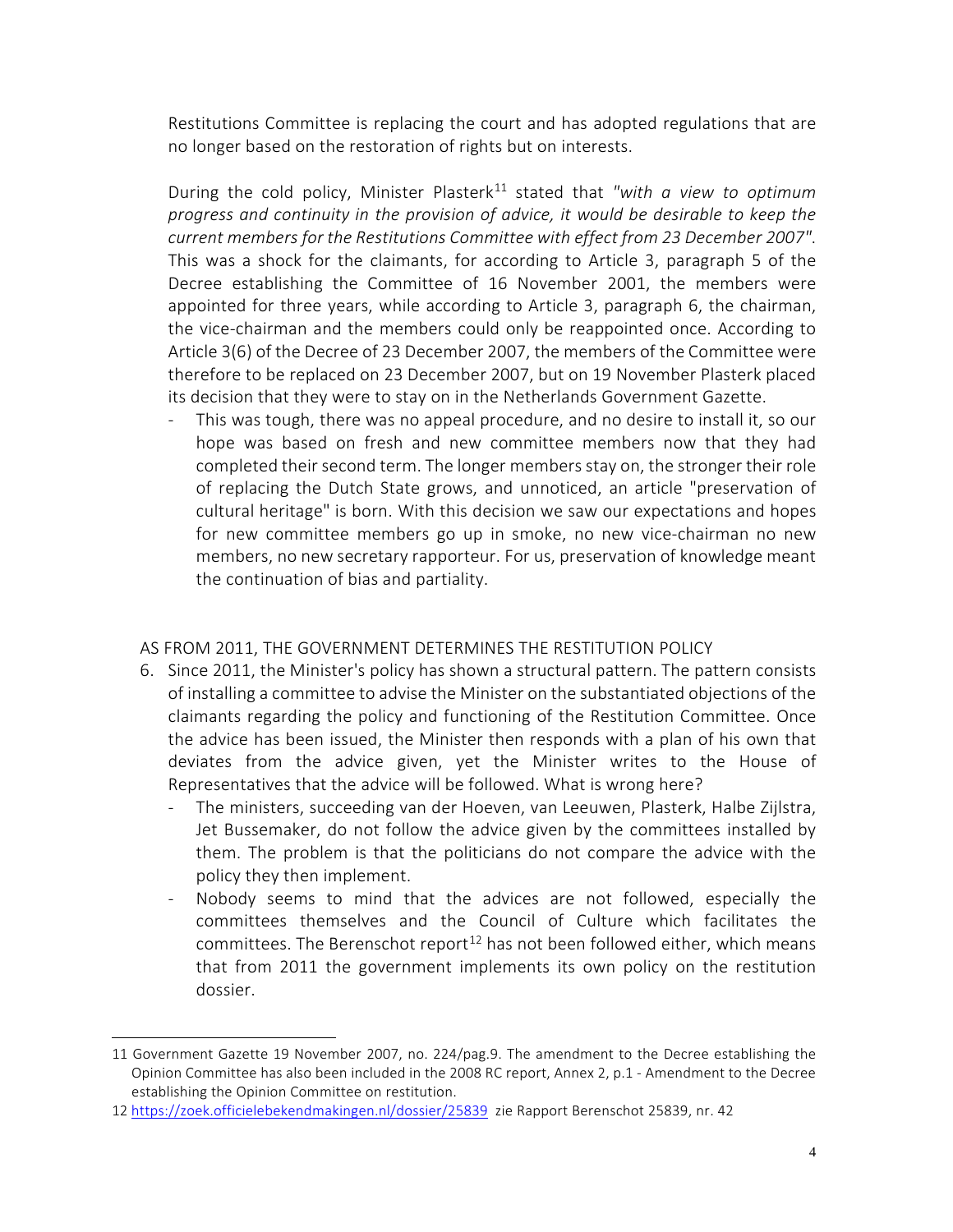Restitutions Committee is replacing the court and has adopted regulations that are no longer based on the restoration of rights but on interests.

During the cold policy, Minister Plasterk[11] stated that *"with a view to optimum progress and continuity in the provision of advice, it would be desirable to keep the current members for the Restitutions Committee with effect from 23 December 2007"*. This was a shock for the claimants, for according to Article 3, paragraph 5 of the Decree establishing the Committee of 16 November 2001, the members were appointed for three years, while according to Article 3, paragraph 6, the chairman, the vice-chairman and the members could only be reappointed once. According to Article 3(6) of the Decree of 23 December 2007, the members of the Committee were therefore to be replaced on 23 December 2007, but on 19 November Plasterk placed its decision that they were to stay on in the Netherlands Government Gazette.

- This was tough, there was no appeal procedure, and no desire to install it, so our hope was based on fresh and new committee members now that they had completed their second term. The longer members stay on, the stronger their role of replacing the Dutch State grows, and unnoticed, an article "preservation of cultural heritage" is born. With this decision we saw our expectations and hopes for new committee members go up in smoke, no new vice-chairman no new members, no new secretary rapporteur. For us, preservation of knowledge meant the continuation of bias and partiality.

## AS FROM 2011, THE GOVERNMENT DETERMINES THE RESTITUTION POLICY

6. Since 2011, the Minister's policy has shown a structural pattern. The pattern consists of installing a committee to advise the Minister on the substantiated objections of the claimants regarding the policy and functioning of the Restitution Committee. Once the advice has been issued, the Minister then responds with a plan of his own that deviates from the advice given, yet the Minister writes to the House of Representatives that the advice will be followed. What is wrong here?
   - The ministers, succeeding van der Hoeven, van Leeuwen, Plasterk, Halbe Zijlstra, Jet Bussemaker, do not follow the advice given by the committees installed by them. The problem is that the politicians do not compare the advice with the policy they then implement.
   - Nobody seems to mind that the advices are not followed, especially the committees themselves and the Council of Culture which facilitates the committees. The Berenschot report[12] has not been followed either, which means that from 2011 the government implements its own policy on the restitution dossier.

---

11 Government Gazette 19 November 2007, no. 224/pag.9. The amendment to the Decree establishing the Opinion Committee has also been included in the 2008 RC report, Annex 2, p.1 - Amendment to the Decree establishing the Opinion Committee on restitution.

12 https://zoek.officielebekendmakingen.nl/dossier/25839 zie Rapport Berenschot 25839, nr. 42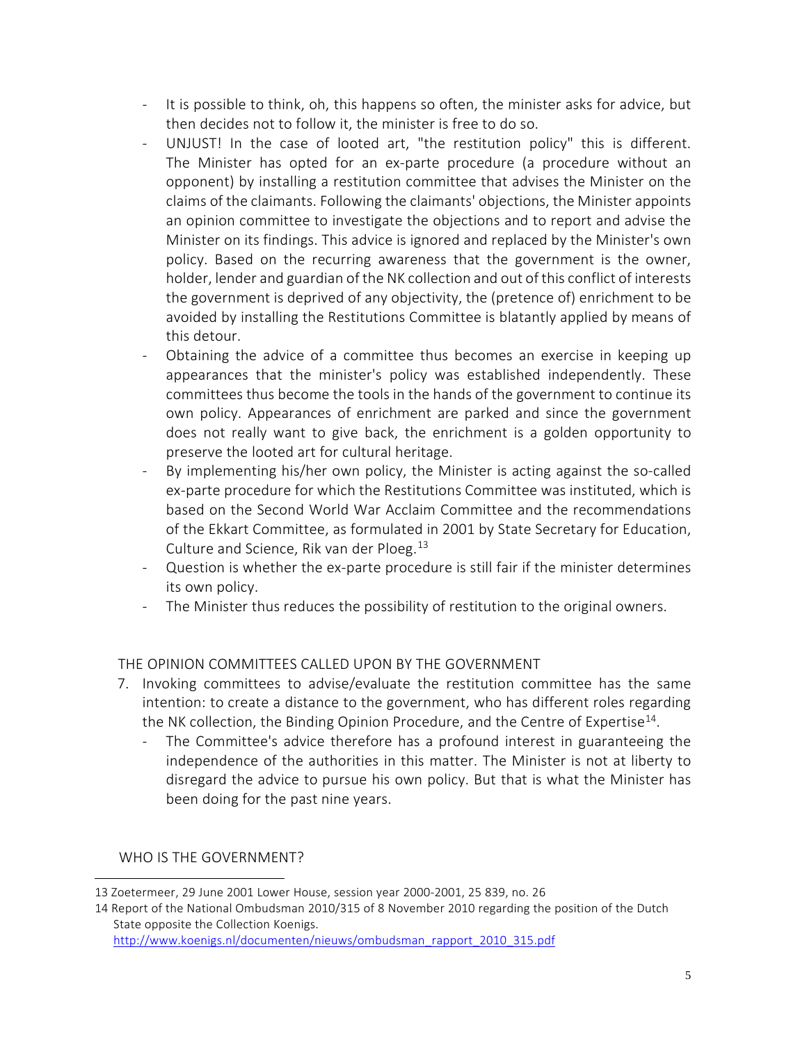- It is possible to think, oh, this happens so often, the minister asks for advice, but then decides not to follow it, the minister is free to do so.
- UNJUST! In the case of looted art, "the restitution policy" this is different. The Minister has opted for an ex-parte procedure (a procedure without an opponent) by installing a restitution committee that advises the Minister on the claims of the claimants. Following the claimants' objections, the Minister appoints an opinion committee to investigate the objections and to report and advise the Minister on its findings. This advice is ignored and replaced by the Minister's own policy. Based on the recurring awareness that the government is the owner, holder, lender and guardian of the NK collection and out of this conflict of interests the government is deprived of any objectivity, the (pretence of) enrichment to be avoided by installing the Restitutions Committee is blatantly applied by means of this detour.
- Obtaining the advice of a committee thus becomes an exercise in keeping up appearances that the minister's policy was established independently. These committees thus become the tools in the hands of the government to continue its own policy. Appearances of enrichment are parked and since the government does not really want to give back, the enrichment is a golden opportunity to preserve the looted art for cultural heritage.
- By implementing his/her own policy, the Minister is acting against the so-called ex-parte procedure for which the Restitutions Committee was instituted, which is based on the Second World War Acclaim Committee and the recommendations of the Ekkart Committee, as formulated in 2001 by State Secretary for Education, Culture and Science, Rik van der Ploeg.[13]
- Question is whether the ex-parte procedure is still fair if the minister determines its own policy.
- The Minister thus reduces the possibility of restitution to the original owners.

## THE OPINION COMMITTEES CALLED UPON BY THE GOVERNMENT

7. Invoking committees to advise/evaluate the restitution committee has the same intention: to create a distance to the government, who has different roles regarding the NK collection, the Binding Opinion Procedure, and the Centre of Expertise[14].
   - The Committee's advice therefore has a profound interest in guaranteeing the independence of the authorities in this matter. The Minister is not at liberty to disregard the advice to pursue his own policy. But that is what the Minister has been doing for the past nine years.

## WHO IS THE GOVERNMENT?

---

13 Zoetermeer, 29 June 2001 Lower House, session year 2000-2001, 25 839, no. 26

14 Report of the National Ombudsman 2010/315 of 8 November 2010 regarding the position of the Dutch State opposite the Collection Koenigs. http://www.koenigs.nl/documenten/nieuws/ombudsman_rapport_2010_315.pdf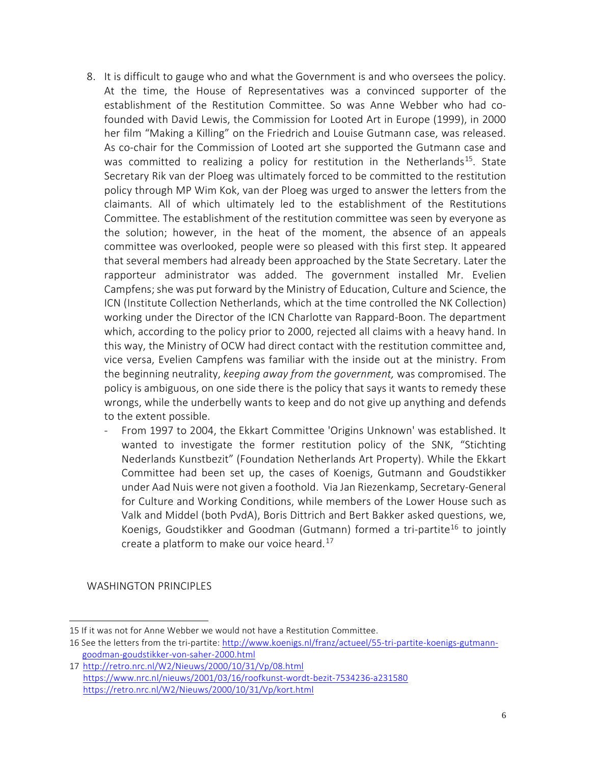8. It is difficult to gauge who and what the Government is and who oversees the policy. At the time, the House of Representatives was a convinced supporter of the establishment of the Restitution Committee. So was Anne Webber who had co-founded with David Lewis, the Commission for Looted Art in Europe (1999), in 2000 her film "Making a Killing" on the Friedrich and Louise Gutmann case, was released. As co-chair for the Commission of Looted art she supported the Gutmann case and was committed to realizing a policy for restitution in the Netherlands[15]. State Secretary Rik van der Ploeg was ultimately forced to be committed to the restitution policy through MP Wim Kok, van der Ploeg was urged to answer the letters from the claimants. All of which ultimately led to the establishment of the Restitutions Committee. The establishment of the restitution committee was seen by everyone as the solution; however, in the heat of the moment, the absence of an appeals committee was overlooked, people were so pleased with this first step. It appeared that several members had already been approached by the State Secretary. Later the rapporteur administrator was added. The government installed Mr. Evelien Campfens; she was put forward by the Ministry of Education, Culture and Science, the ICN (Institute Collection Netherlands, which at the time controlled the NK Collection) working under the Director of the ICN Charlotte van Rappard-Boon. The department which, according to the policy prior to 2000, rejected all claims with a heavy hand. In this way, the Ministry of OCW had direct contact with the restitution committee and, vice versa, Evelien Campfens was familiar with the inside out at the ministry. From the beginning neutrality, *keeping away from the government,* was compromised. The policy is ambiguous, on one side there is the policy that says it wants to remedy these wrongs, while the underbelly wants to keep and do not give up anything and defends to the extent possible.
   - From 1997 to 2004, the Ekkart Committee 'Origins Unknown' was established. It wanted to investigate the former restitution policy of the SNK, "Stichting Nederlands Kunstbezit" (Foundation Netherlands Art Property). While the Ekkart Committee had been set up, the cases of Koenigs, Gutmann and Goudstikker under Aad Nuis were not given a foothold. Via Jan Riezenkamp, Secretary-General for Culture and Working Conditions, while members of the Lower House such as Valk and Middel (both PvdA), Boris Dittrich and Bert Bakker asked questions, we, Koenigs, Goudstikker and Goodman (Gutmann) formed a tri-partite[16] to jointly create a platform to make our voice heard.[17]

WASHINGTON PRINCIPLES

---

15 If it was not for Anne Webber we would not have a Restitution Committee.

16 See the letters from the tri-partite: http://www.koenigs.nl/franz/actueel/55-tri-partite-koenigs-gutmann-goodman-goudstikker-von-saher-2000.html

17 http://retro.nrc.nl/W2/Nieuws/2000/10/31/Vp/08.html
https://www.nrc.nl/nieuws/2001/03/16/roofkunst-wordt-bezit-7534236-a231580
https://retro.nrc.nl/W2/Nieuws/2000/10/31/Vp/kort.html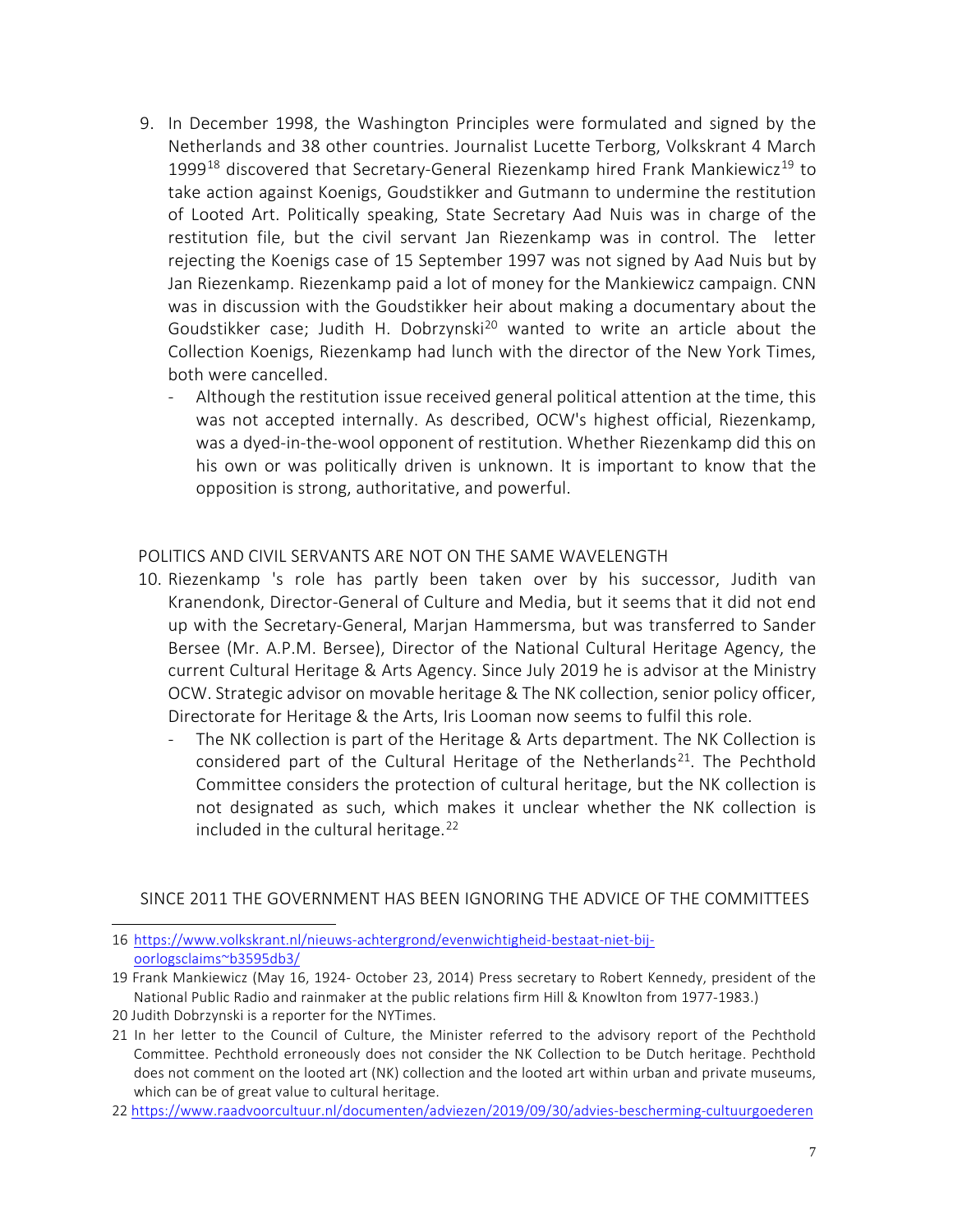9. In December 1998, the Washington Principles were formulated and signed by the Netherlands and 38 other countries. Journalist Lucette Terborg, Volkskrant 4 March 1999[18] discovered that Secretary-General Riezenkamp hired Frank Mankiewicz[19] to take action against Koenigs, Goudstikker and Gutmann to undermine the restitution of Looted Art. Politically speaking, State Secretary Aad Nuis was in charge of the restitution file, but the civil servant Jan Riezenkamp was in control. The letter rejecting the Koenigs case of 15 September 1997 was not signed by Aad Nuis but by Jan Riezenkamp. Riezenkamp paid a lot of money for the Mankiewicz campaign. CNN was in discussion with the Goudstikker heir about making a documentary about the Goudstikker case; Judith H. Dobrzynski[20] wanted to write an article about the Collection Koenigs, Riezenkamp had lunch with the director of the New York Times, both were cancelled.
   - Although the restitution issue received general political attention at the time, this was not accepted internally. As described, OCW's highest official, Riezenkamp, was a dyed-in-the-wool opponent of restitution. Whether Riezenkamp did this on his own or was politically driven is unknown. It is important to know that the opposition is strong, authoritative, and powerful.

POLITICS AND CIVIL SERVANTS ARE NOT ON THE SAME WAVELENGTH

10. Riezenkamp 's role has partly been taken over by his successor, Judith van Kranendonk, Director-General of Culture and Media, but it seems that it did not end up with the Secretary-General, Marjan Hammersma, but was transferred to Sander Bersee (Mr. A.P.M. Bersee), Director of the National Cultural Heritage Agency, the current Cultural Heritage & Arts Agency. Since July 2019 he is advisor at the Ministry OCW. Strategic advisor on movable heritage & The NK collection, senior policy officer, Directorate for Heritage & the Arts, Iris Looman now seems to fulfil this role.
    - The NK collection is part of the Heritage & Arts department. The NK Collection is considered part of the Cultural Heritage of the Netherlands[21]. The Pechthold Committee considers the protection of cultural heritage, but the NK collection is not designated as such, which makes it unclear whether the NK collection is included in the cultural heritage.[22]

SINCE 2011 THE GOVERNMENT HAS BEEN IGNORING THE ADVICE OF THE COMMITTEES

---

16 https://www.volkskrant.nl/nieuws-achtergrond/evenwichtigheid-bestaat-niet-bij-oorlogsclaims~b3595db3/

19 Frank Mankiewicz (May 16, 1924- October 23, 2014) Press secretary to Robert Kennedy, president of the National Public Radio and rainmaker at the public relations firm Hill & Knowlton from 1977-1983.)

20 Judith Dobrzynski is a reporter for the NYTimes.

21 In her letter to the Council of Culture, the Minister referred to the advisory report of the Pechthold Committee. Pechthold erroneously does not consider the NK Collection to be Dutch heritage. Pechthold does not comment on the looted art (NK) collection and the looted art within urban and private museums, which can be of great value to cultural heritage.

22 https://www.raadvoorcultuur.nl/documenten/adviezen/2019/09/30/advies-bescherming-cultuurgoederen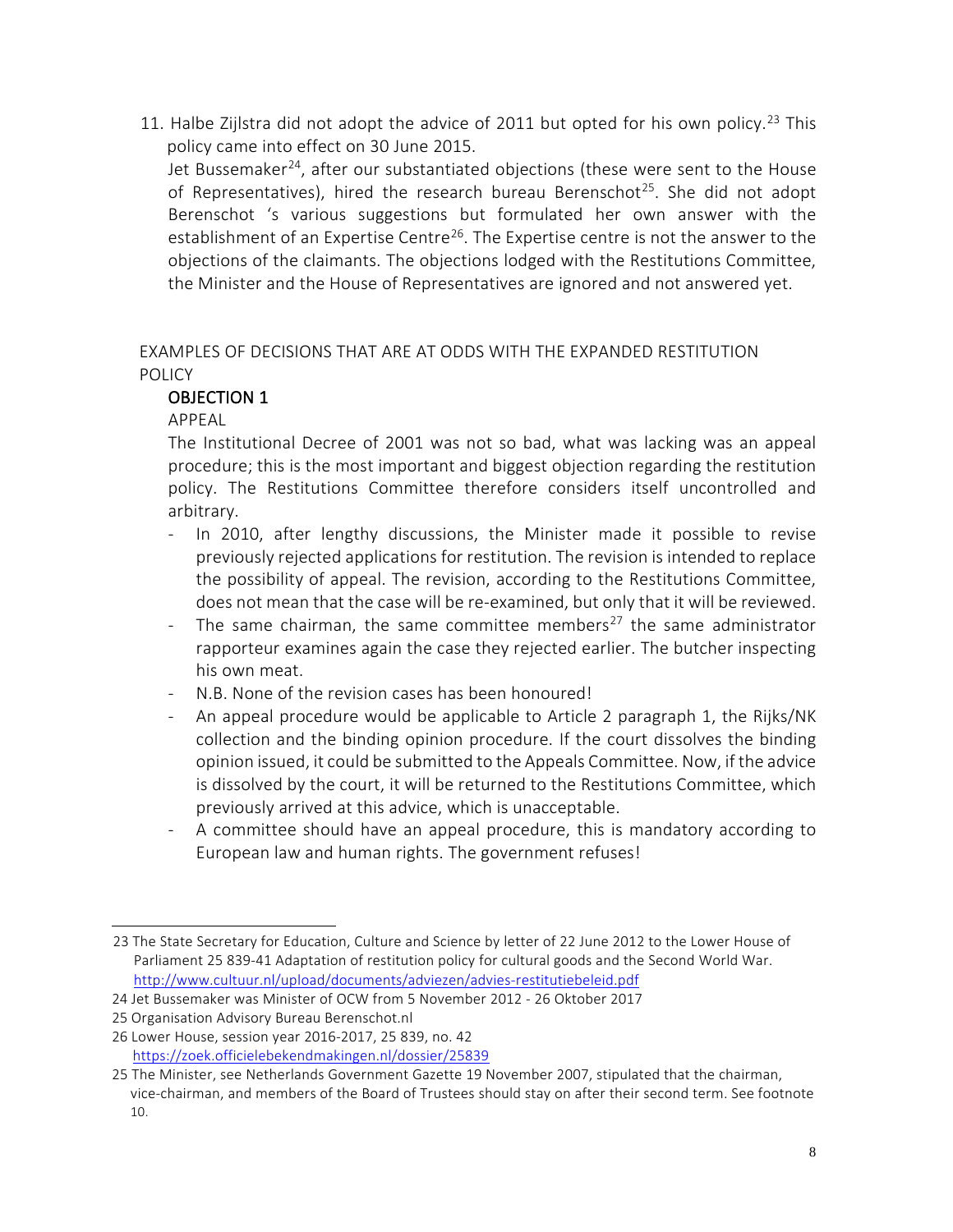11. Halbe Zijlstra did not adopt the advice of 2011 but opted for his own policy.[23] This policy came into effect on 30 June 2015.
    Jet Bussemaker[24], after our substantiated objections (these were sent to the House of Representatives), hired the research bureau Berenschot[25]. She did not adopt Berenschot 's various suggestions but formulated her own answer with the establishment of an Expertise Centre[26]. The Expertise centre is not the answer to the objections of the claimants. The objections lodged with the Restitutions Committee, the Minister and the House of Representatives are ignored and not answered yet.

EXAMPLES OF DECISIONS THAT ARE AT ODDS WITH THE EXPANDED RESTITUTION POLICY

**OBJECTION 1**

APPEAL

The Institutional Decree of 2001 was not so bad, what was lacking was an appeal procedure; this is the most important and biggest objection regarding the restitution policy. The Restitutions Committee therefore considers itself uncontrolled and arbitrary.

- In 2010, after lengthy discussions, the Minister made it possible to revise previously rejected applications for restitution. The revision is intended to replace the possibility of appeal. The revision, according to the Restitutions Committee, does not mean that the case will be re-examined, but only that it will be reviewed.
- The same chairman, the same committee members[27] the same administrator rapporteur examines again the case they rejected earlier. The butcher inspecting his own meat.
- N.B. None of the revision cases has been honoured!
- An appeal procedure would be applicable to Article 2 paragraph 1, the Rijks/NK collection and the binding opinion procedure. If the court dissolves the binding opinion issued, it could be submitted to the Appeals Committee. Now, if the advice is dissolved by the court, it will be returned to the Restitutions Committee, which previously arrived at this advice, which is unacceptable.
- A committee should have an appeal procedure, this is mandatory according to European law and human rights. The government refuses!

---

23 The State Secretary for Education, Culture and Science by letter of 22 June 2012 to the Lower House of Parliament 25 839-41 Adaptation of restitution policy for cultural goods and the Second World War. http://www.cultuur.nl/upload/documents/adviezen/advies-restitutiebeleid.pdf

24 Jet Bussemaker was Minister of OCW from 5 November 2012 - 26 Oktober 2017

25 Organisation Advisory Bureau Berenschot.nl

26 Lower House, session year 2016-2017, 25 839, no. 42 https://zoek.officielebekendmakingen.nl/dossier/25839

25 The Minister, see Netherlands Government Gazette 19 November 2007, stipulated that the chairman, vice-chairman, and members of the Board of Trustees should stay on after their second term. See footnote 10.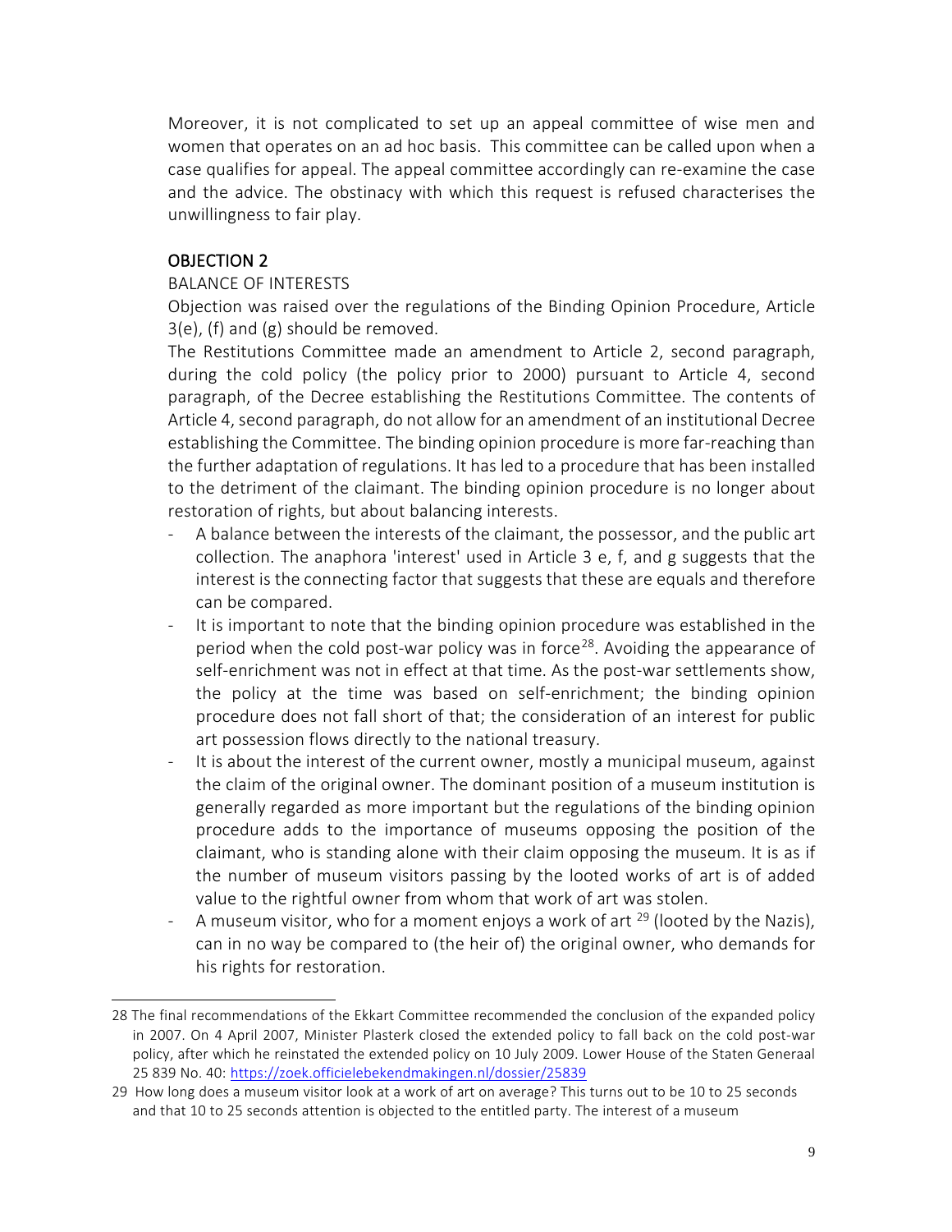Moreover, it is not complicated to set up an appeal committee of wise men and women that operates on an ad hoc basis. This committee can be called upon when a case qualifies for appeal. The appeal committee accordingly can re-examine the case and the advice. The obstinacy with which this request is refused characterises the unwillingness to fair play.

## OBJECTION 2

BALANCE OF INTERESTS

Objection was raised over the regulations of the Binding Opinion Procedure, Article 3(e), (f) and (g) should be removed.

The Restitutions Committee made an amendment to Article 2, second paragraph, during the cold policy (the policy prior to 2000) pursuant to Article 4, second paragraph, of the Decree establishing the Restitutions Committee. The contents of Article 4, second paragraph, do not allow for an amendment of an institutional Decree establishing the Committee. The binding opinion procedure is more far-reaching than the further adaptation of regulations. It has led to a procedure that has been installed to the detriment of the claimant. The binding opinion procedure is no longer about restoration of rights, but about balancing interests.

- A balance between the interests of the claimant, the possessor, and the public art collection. The anaphora 'interest' used in Article 3 e, f, and g suggests that the interest is the connecting factor that suggests that these are equals and therefore can be compared.
- It is important to note that the binding opinion procedure was established in the period when the cold post-war policy was in force[28]. Avoiding the appearance of self-enrichment was not in effect at that time. As the post-war settlements show, the policy at the time was based on self-enrichment; the binding opinion procedure does not fall short of that; the consideration of an interest for public art possession flows directly to the national treasury.
- It is about the interest of the current owner, mostly a municipal museum, against the claim of the original owner. The dominant position of a museum institution is generally regarded as more important but the regulations of the binding opinion procedure adds to the importance of museums opposing the position of the claimant, who is standing alone with their claim opposing the museum. It is as if the number of museum visitors passing by the looted works of art is of added value to the rightful owner from whom that work of art was stolen.
- A museum visitor, who for a moment enjoys a work of art [29] (looted by the Nazis), can in no way be compared to (the heir of) the original owner, who demands for his rights for restoration.

---

28 The final recommendations of the Ekkart Committee recommended the conclusion of the expanded policy in 2007. On 4 April 2007, Minister Plasterk closed the extended policy to fall back on the cold post-war policy, after which he reinstated the extended policy on 10 July 2009. Lower House of the Staten Generaal 25 839 No. 40: https://zoek.officielebekendmakingen.nl/dossier/25839

29 How long does a museum visitor look at a work of art on average? This turns out to be 10 to 25 seconds and that 10 to 25 seconds attention is objected to the entitled party. The interest of a museum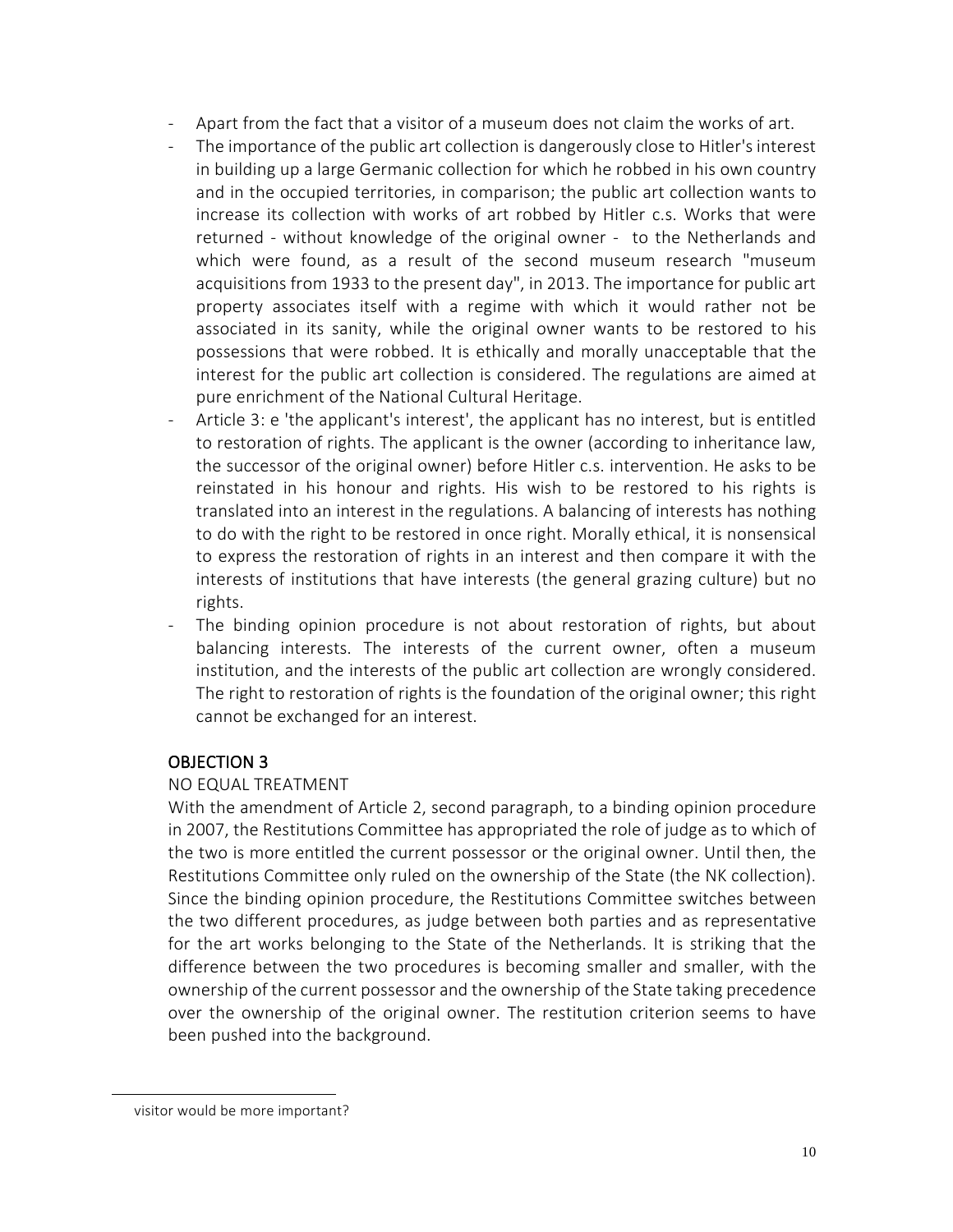- Apart from the fact that a visitor of a museum does not claim the works of art.
- The importance of the public art collection is dangerously close to Hitler's interest in building up a large Germanic collection for which he robbed in his own country and in the occupied territories, in comparison; the public art collection wants to increase its collection with works of art robbed by Hitler c.s. Works that were returned - without knowledge of the original owner - to the Netherlands and which were found, as a result of the second museum research "museum acquisitions from 1933 to the present day", in 2013. The importance for public art property associates itself with a regime with which it would rather not be associated in its sanity, while the original owner wants to be restored to his possessions that were robbed. It is ethically and morally unacceptable that the interest for the public art collection is considered. The regulations are aimed at pure enrichment of the National Cultural Heritage.
- Article 3: e 'the applicant's interest', the applicant has no interest, but is entitled to restoration of rights. The applicant is the owner (according to inheritance law, the successor of the original owner) before Hitler c.s. intervention. He asks to be reinstated in his honour and rights. His wish to be restored to his rights is translated into an interest in the regulations. A balancing of interests has nothing to do with the right to be restored in once right. Morally ethical, it is nonsensical to express the restoration of rights in an interest and then compare it with the interests of institutions that have interests (the general grazing culture) but no rights.
- The binding opinion procedure is not about restoration of rights, but about balancing interests. The interests of the current owner, often a museum institution, and the interests of the public art collection are wrongly considered. The right to restoration of rights is the foundation of the original owner; this right cannot be exchanged for an interest.

## OBJECTION 3

NO EQUAL TREATMENT

With the amendment of Article 2, second paragraph, to a binding opinion procedure in 2007, the Restitutions Committee has appropriated the role of judge as to which of the two is more entitled the current possessor or the original owner. Until then, the Restitutions Committee only ruled on the ownership of the State (the NK collection). Since the binding opinion procedure, the Restitutions Committee switches between the two different procedures, as judge between both parties and as representative for the art works belonging to the State of the Netherlands. It is striking that the difference between the two procedures is becoming smaller and smaller, with the ownership of the current possessor and the ownership of the State taking precedence over the ownership of the original owner. The restitution criterion seems to have been pushed into the background.

---

visitor would be more important?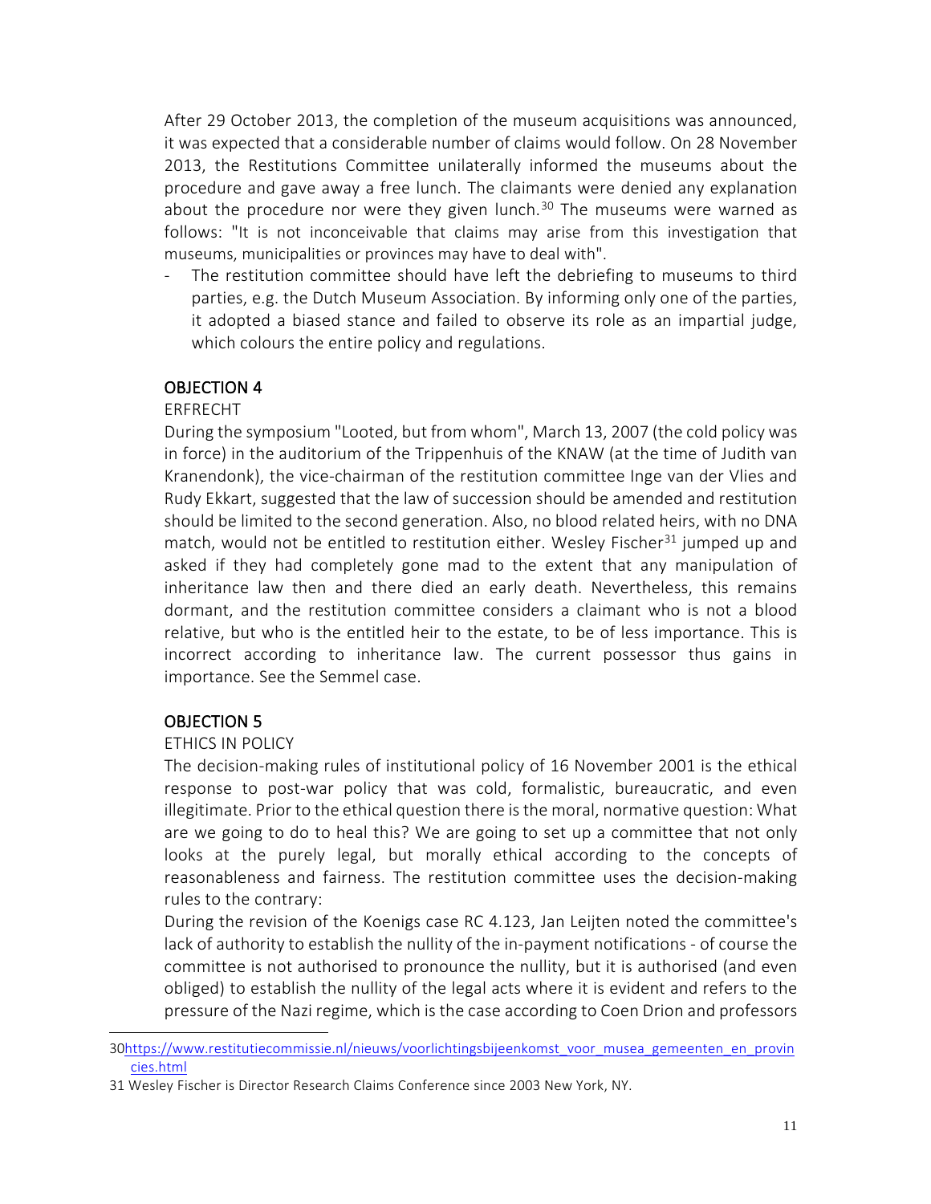After 29 October 2013, the completion of the museum acquisitions was announced, it was expected that a considerable number of claims would follow. On 28 November 2013, the Restitutions Committee unilaterally informed the museums about the procedure and gave away a free lunch. The claimants were denied any explanation about the procedure nor were they given lunch.[30] The museums were warned as follows: "It is not inconceivable that claims may arise from this investigation that museums, municipalities or provinces may have to deal with".

- The restitution committee should have left the debriefing to museums to third parties, e.g. the Dutch Museum Association. By informing only one of the parties, it adopted a biased stance and failed to observe its role as an impartial judge, which colours the entire policy and regulations.

## OBJECTION 4

ERFRECHT

During the symposium "Looted, but from whom", March 13, 2007 (the cold policy was in force) in the auditorium of the Trippenhuis of the KNAW (at the time of Judith van Kranendonk), the vice-chairman of the restitution committee Inge van der Vlies and Rudy Ekkart, suggested that the law of succession should be amended and restitution should be limited to the second generation. Also, no blood related heirs, with no DNA match, would not be entitled to restitution either. Wesley Fischer[31] jumped up and asked if they had completely gone mad to the extent that any manipulation of inheritance law then and there died an early death. Nevertheless, this remains dormant, and the restitution committee considers a claimant who is not a blood relative, but who is the entitled heir to the estate, to be of less importance. This is incorrect according to inheritance law. The current possessor thus gains in importance. See the Semmel case.

## OBJECTION 5

ETHICS IN POLICY

The decision-making rules of institutional policy of 16 November 2001 is the ethical response to post-war policy that was cold, formalistic, bureaucratic, and even illegitimate. Prior to the ethical question there is the moral, normative question: What are we going to do to heal this? We are going to set up a committee that not only looks at the purely legal, but morally ethical according to the concepts of reasonableness and fairness. The restitution committee uses the decision-making rules to the contrary:

During the revision of the Koenigs case RC 4.123, Jan Leijten noted the committee's lack of authority to establish the nullity of the in-payment notifications - of course the committee is not authorised to pronounce the nullity, but it is authorised (and even obliged) to establish the nullity of the legal acts where it is evident and refers to the pressure of the Nazi regime, which is the case according to Coen Drion and professors

---

30 https://www.restitutiecommissie.nl/nieuws/voorlichtingsbijeenkomst_voor_musea_gemeenten_en_provincies.html

31 Wesley Fischer is Director Research Claims Conference since 2003 New York, NY.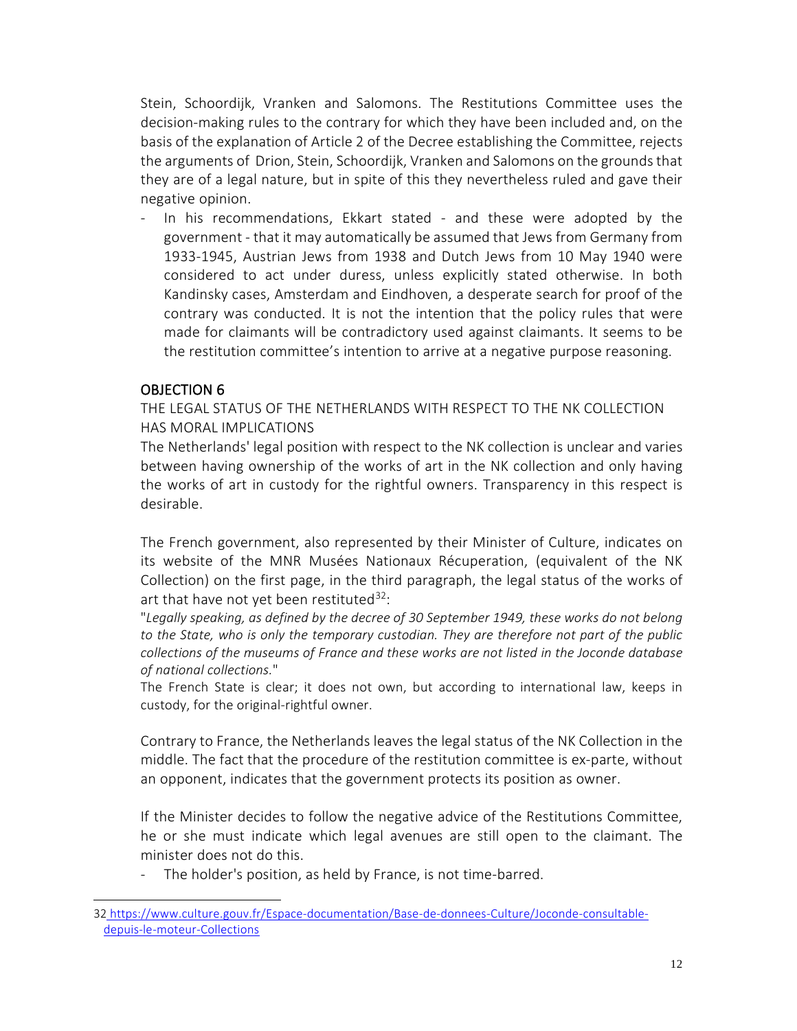Stein, Schoordijk, Vranken and Salomons. The Restitutions Committee uses the decision-making rules to the contrary for which they have been included and, on the basis of the explanation of Article 2 of the Decree establishing the Committee, rejects the arguments of Drion, Stein, Schoordijk, Vranken and Salomons on the grounds that they are of a legal nature, but in spite of this they nevertheless ruled and gave their negative opinion.

- In his recommendations, Ekkart stated - and these were adopted by the government - that it may automatically be assumed that Jews from Germany from 1933-1945, Austrian Jews from 1938 and Dutch Jews from 10 May 1940 were considered to act under duress, unless explicitly stated otherwise. In both Kandinsky cases, Amsterdam and Eindhoven, a desperate search for proof of the contrary was conducted. It is not the intention that the policy rules that were made for claimants will be contradictory used against claimants. It seems to be the restitution committee's intention to arrive at a negative purpose reasoning.

## OBJECTION 6

THE LEGAL STATUS OF THE NETHERLANDS WITH RESPECT TO THE NK COLLECTION HAS MORAL IMPLICATIONS

The Netherlands' legal position with respect to the NK collection is unclear and varies between having ownership of the works of art in the NK collection and only having the works of art in custody for the rightful owners. Transparency in this respect is desirable.

The French government, also represented by their Minister of Culture, indicates on its website of the MNR Musées Nationaux Récuperation, (equivalent of the NK Collection) on the first page, in the third paragraph, the legal status of the works of art that have not yet been restituted[32]:

"*Legally speaking, as defined by the decree of 30 September 1949, these works do not belong to the State, who is only the temporary custodian. They are therefore not part of the public collections of the museums of France and these works are not listed in the Joconde database of national collections.*"

The French State is clear; it does not own, but according to international law, keeps in custody, for the original-rightful owner.

Contrary to France, the Netherlands leaves the legal status of the NK Collection in the middle. The fact that the procedure of the restitution committee is ex-parte, without an opponent, indicates that the government protects its position as owner.

If the Minister decides to follow the negative advice of the Restitutions Committee, he or she must indicate which legal avenues are still open to the claimant. The minister does not do this.

- The holder's position, as held by France, is not time-barred.

---

32 https://www.culture.gouv.fr/Espace-documentation/Base-de-donnees-Culture/Joconde-consultable-depuis-le-moteur-Collections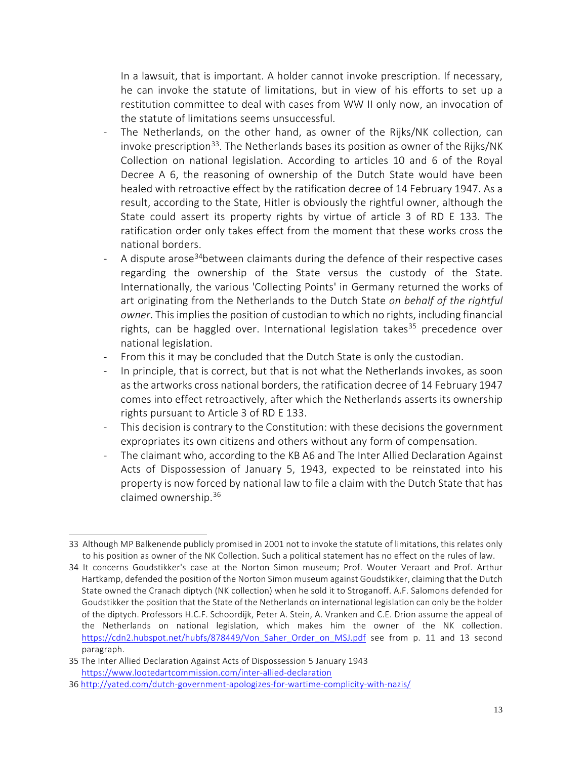In a lawsuit, that is important. A holder cannot invoke prescription. If necessary, he can invoke the statute of limitations, but in view of his efforts to set up a restitution committee to deal with cases from WW II only now, an invocation of the statute of limitations seems unsuccessful.

- The Netherlands, on the other hand, as owner of the Rijks/NK collection, can invoke prescription[33]. The Netherlands bases its position as owner of the Rijks/NK Collection on national legislation. According to articles 10 and 6 of the Royal Decree A 6, the reasoning of ownership of the Dutch State would have been healed with retroactive effect by the ratification decree of 14 February 1947. As a result, according to the State, Hitler is obviously the rightful owner, although the State could assert its property rights by virtue of article 3 of RD E 133. The ratification order only takes effect from the moment that these works cross the national borders.
- A dispute arose[34]between claimants during the defence of their respective cases regarding the ownership of the State versus the custody of the State. Internationally, the various 'Collecting Points' in Germany returned the works of art originating from the Netherlands to the Dutch State *on behalf of the rightful owner*. This implies the position of custodian to which no rights, including financial rights, can be haggled over. International legislation takes[35] precedence over national legislation.
- From this it may be concluded that the Dutch State is only the custodian.
- In principle, that is correct, but that is not what the Netherlands invokes, as soon as the artworks cross national borders, the ratification decree of 14 February 1947 comes into effect retroactively, after which the Netherlands asserts its ownership rights pursuant to Article 3 of RD E 133.
- This decision is contrary to the Constitution: with these decisions the government expropriates its own citizens and others without any form of compensation.
- The claimant who, according to the KB A6 and The Inter Allied Declaration Against Acts of Dispossession of January 5, 1943, expected to be reinstated into his property is now forced by national law to file a claim with the Dutch State that has claimed ownership.[36]

---

33 Although MP Balkenende publicly promised in 2001 not to invoke the statute of limitations, this relates only to his position as owner of the NK Collection. Such a political statement has no effect on the rules of law.

34 It concerns Goudstikker's case at the Norton Simon museum; Prof. Wouter Veraart and Prof. Arthur Hartkamp, defended the position of the Norton Simon museum against Goudstikker, claiming that the Dutch State owned the Cranach diptych (NK collection) when he sold it to Stroganoff. A.F. Salomons defended for Goudstikker the position that the State of the Netherlands on international legislation can only be the holder of the diptych. Professors H.C.F. Schoordijk, Peter A. Stein, A. Vranken and C.E. Drion assume the appeal of the Netherlands on national legislation, which makes him the owner of the NK collection. https://cdn2.hubspot.net/hubfs/878449/Von_Saher_Order_on_MSJ.pdf see from p. 11 and 13 second paragraph.

35 The Inter Allied Declaration Against Acts of Dispossession 5 January 1943 https://www.lootedartcommission.com/inter-allied-declaration

36 http://yated.com/dutch-government-apologizes-for-wartime-complicity-with-nazis/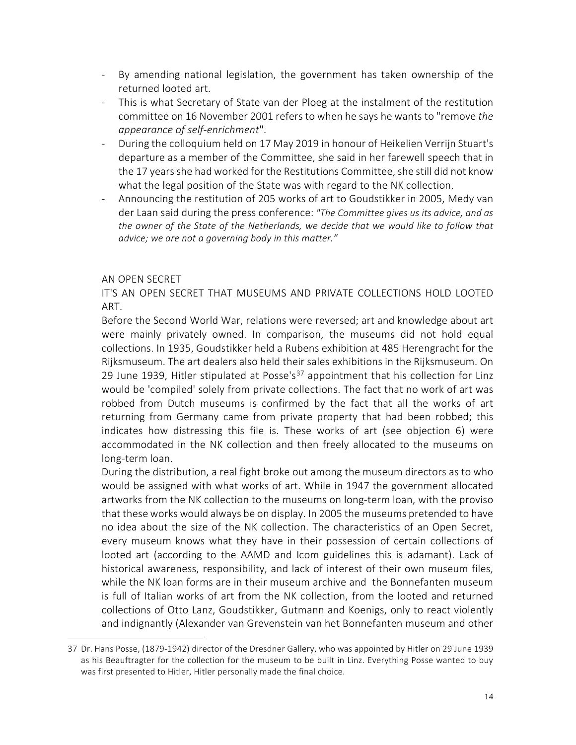- By amending national legislation, the government has taken ownership of the returned looted art.
- This is what Secretary of State van der Ploeg at the instalment of the restitution committee on 16 November 2001 refers to when he says he wants to "remove *the appearance of self-enrichment*".
- During the colloquium held on 17 May 2019 in honour of Heikelien Verrijn Stuart's departure as a member of the Committee, she said in her farewell speech that in the 17 years she had worked for the Restitutions Committee, she still did not know what the legal position of the State was with regard to the NK collection.
- Announcing the restitution of 205 works of art to Goudstikker in 2005, Medy van der Laan said during the press conference: *"The Committee gives us its advice, and as the owner of the State of the Netherlands, we decide that we would like to follow that advice; we are not a governing body in this matter."*

AN OPEN SECRET

IT'S AN OPEN SECRET THAT MUSEUMS AND PRIVATE COLLECTIONS HOLD LOOTED ART.

Before the Second World War, relations were reversed; art and knowledge about art were mainly privately owned. In comparison, the museums did not hold equal collections. In 1935, Goudstikker held a Rubens exhibition at 485 Herengracht for the Rijksmuseum. The art dealers also held their sales exhibitions in the Rijksmuseum. On 29 June 1939, Hitler stipulated at Posse's[37] appointment that his collection for Linz would be 'compiled' solely from private collections. The fact that no work of art was robbed from Dutch museums is confirmed by the fact that all the works of art returning from Germany came from private property that had been robbed; this indicates how distressing this file is. These works of art (see objection 6) were accommodated in the NK collection and then freely allocated to the museums on long-term loan.

During the distribution, a real fight broke out among the museum directors as to who would be assigned with what works of art. While in 1947 the government allocated artworks from the NK collection to the museums on long-term loan, with the proviso that these works would always be on display. In 2005 the museums pretended to have no idea about the size of the NK collection. The characteristics of an Open Secret, every museum knows what they have in their possession of certain collections of looted art (according to the AAMD and Icom guidelines this is adamant). Lack of historical awareness, responsibility, and lack of interest of their own museum files, while the NK loan forms are in their museum archive and the Bonnefanten museum is full of Italian works of art from the NK collection, from the looted and returned collections of Otto Lanz, Goudstikker, Gutmann and Koenigs, only to react violently and indignantly (Alexander van Grevenstein van het Bonnefanten museum and other

37 Dr. Hans Posse, (1879-1942) director of the Dresdner Gallery, who was appointed by Hitler on 29 June 1939 as his Beauftragter for the collection for the museum to be built in Linz. Everything Posse wanted to buy was first presented to Hitler, Hitler personally made the final choice.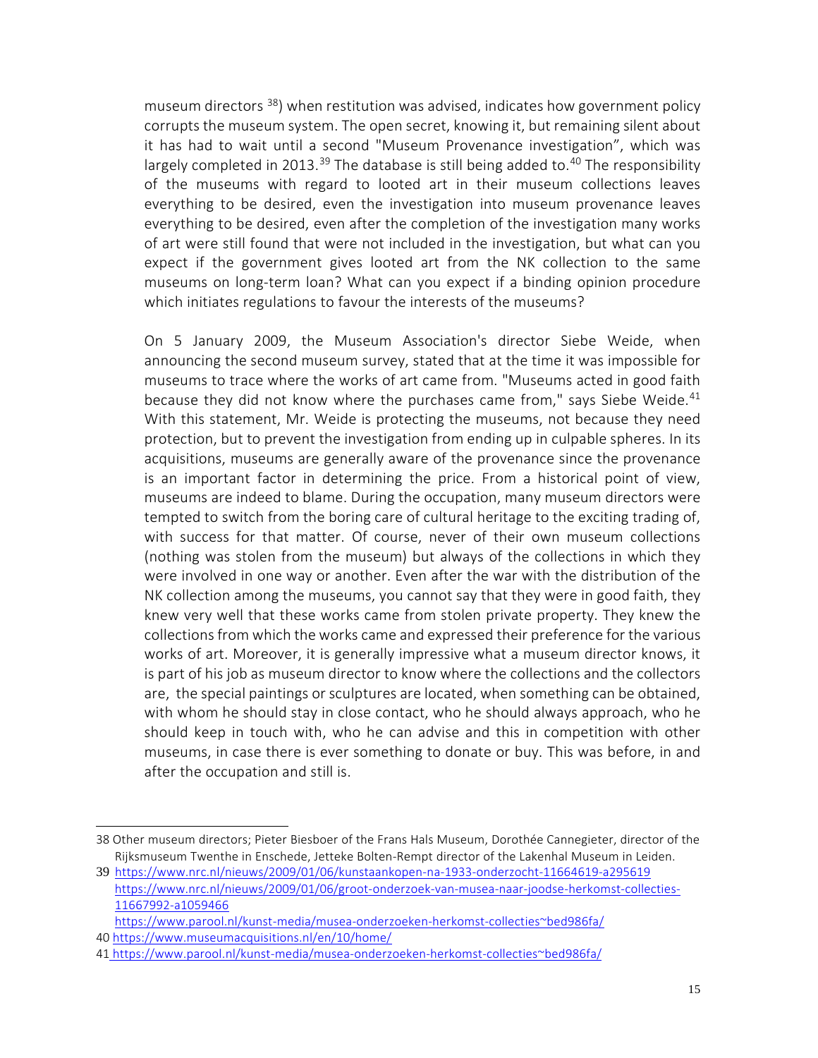museum directors [38]) when restitution was advised, indicates how government policy corrupts the museum system. The open secret, knowing it, but remaining silent about it has had to wait until a second "Museum Provenance investigation", which was largely completed in 2013.[39] The database is still being added to.[40] The responsibility of the museums with regard to looted art in their museum collections leaves everything to be desired, even the investigation into museum provenance leaves everything to be desired, even after the completion of the investigation many works of art were still found that were not included in the investigation, but what can you expect if the government gives looted art from the NK collection to the same museums on long-term loan? What can you expect if a binding opinion procedure which initiates regulations to favour the interests of the museums?

On 5 January 2009, the Museum Association's director Siebe Weide, when announcing the second museum survey, stated that at the time it was impossible for museums to trace where the works of art came from. "Museums acted in good faith because they did not know where the purchases came from," says Siebe Weide.[41] With this statement, Mr. Weide is protecting the museums, not because they need protection, but to prevent the investigation from ending up in culpable spheres. In its acquisitions, museums are generally aware of the provenance since the provenance is an important factor in determining the price. From a historical point of view, museums are indeed to blame. During the occupation, many museum directors were tempted to switch from the boring care of cultural heritage to the exciting trading of, with success for that matter. Of course, never of their own museum collections (nothing was stolen from the museum) but always of the collections in which they were involved in one way or another. Even after the war with the distribution of the NK collection among the museums, you cannot say that they were in good faith, they knew very well that these works came from stolen private property. They knew the collections from which the works came and expressed their preference for the various works of art. Moreover, it is generally impressive what a museum director knows, it is part of his job as museum director to know where the collections and the collectors are, the special paintings or sculptures are located, when something can be obtained, with whom he should stay in close contact, who he should always approach, who he should keep in touch with, who he can advise and this in competition with other museums, in case there is ever something to donate or buy. This was before, in and after the occupation and still is.

---

38 Other museum directors; Pieter Biesboer of the Frans Hals Museum, Dorothée Cannegieter, director of the Rijksmuseum Twenthe in Enschede, Jetteke Bolten-Rempt director of the Lakenhal Museum in Leiden.

39 https://www.nrc.nl/nieuws/2009/01/06/kunstaankopen-na-1933-onderzocht-11664619-a295619 https://www.nrc.nl/nieuws/2009/01/06/groot-onderzoek-van-musea-naar-joodse-herkomst-collecties-11667992-a1059466 https://www.parool.nl/kunst-media/musea-onderzoeken-herkomst-collecties~bed986fa/

40 https://www.museumacquisitions.nl/en/10/home/

41 https://www.parool.nl/kunst-media/musea-onderzoeken-herkomst-collecties~bed986fa/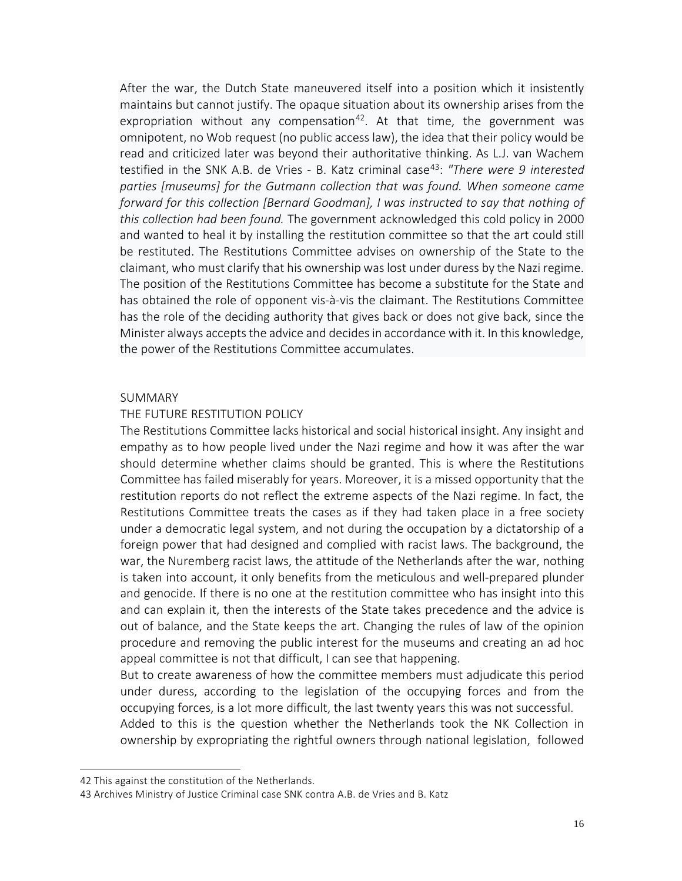After the war, the Dutch State maneuvered itself into a position which it insistently maintains but cannot justify. The opaque situation about its ownership arises from the expropriation without any compensation[42]. At that time, the government was omnipotent, no Wob request (no public access law), the idea that their policy would be read and criticized later was beyond their authoritative thinking. As L.J. van Wachem testified in the SNK A.B. de Vries - B. Katz criminal case[43]: *"There were 9 interested parties [museums] for the Gutmann collection that was found. When someone came forward for this collection [Bernard Goodman], I was instructed to say that nothing of this collection had been found.* The government acknowledged this cold policy in 2000 and wanted to heal it by installing the restitution committee so that the art could still be restituted. The Restitutions Committee advises on ownership of the State to the claimant, who must clarify that his ownership was lost under duress by the Nazi regime. The position of the Restitutions Committee has become a substitute for the State and has obtained the role of opponent vis-à-vis the claimant. The Restitutions Committee has the role of the deciding authority that gives back or does not give back, since the Minister always accepts the advice and decides in accordance with it. In this knowledge, the power of the Restitutions Committee accumulates.

## SUMMARY

### THE FUTURE RESTITUTION POLICY

The Restitutions Committee lacks historical and social historical insight. Any insight and empathy as to how people lived under the Nazi regime and how it was after the war should determine whether claims should be granted. This is where the Restitutions Committee has failed miserably for years. Moreover, it is a missed opportunity that the restitution reports do not reflect the extreme aspects of the Nazi regime. In fact, the Restitutions Committee treats the cases as if they had taken place in a free society under a democratic legal system, and not during the occupation by a dictatorship of a foreign power that had designed and complied with racist laws. The background, the war, the Nuremberg racist laws, the attitude of the Netherlands after the war, nothing is taken into account, it only benefits from the meticulous and well-prepared plunder and genocide. If there is no one at the restitution committee who has insight into this and can explain it, then the interests of the State takes precedence and the advice is out of balance, and the State keeps the art. Changing the rules of law of the opinion procedure and removing the public interest for the museums and creating an ad hoc appeal committee is not that difficult, I can see that happening.

But to create awareness of how the committee members must adjudicate this period under duress, according to the legislation of the occupying forces and from the occupying forces, is a lot more difficult, the last twenty years this was not successful.

Added to this is the question whether the Netherlands took the NK Collection in ownership by expropriating the rightful owners through national legislation, followed

---

42 This against the constitution of the Netherlands.

43 Archives Ministry of Justice Criminal case SNK contra A.B. de Vries and B. Katz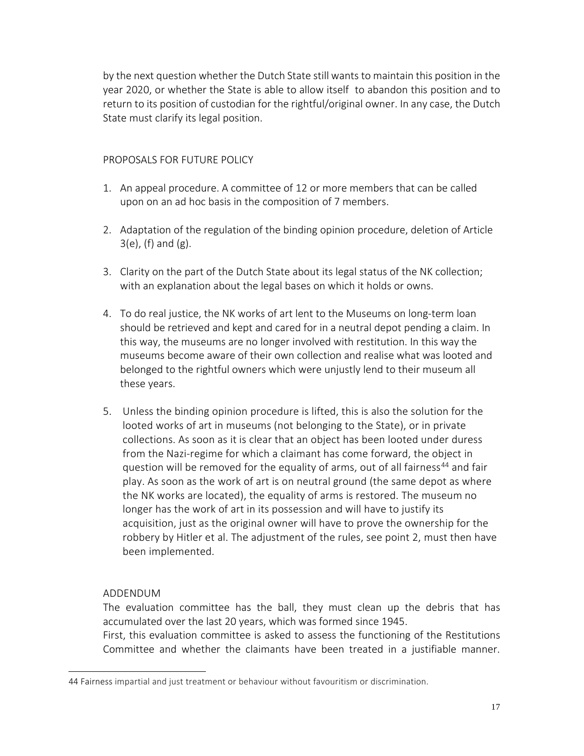by the next question whether the Dutch State still wants to maintain this position in the year 2020, or whether the State is able to allow itself to abandon this position and to return to its position of custodian for the rightful/original owner. In any case, the Dutch State must clarify its legal position.

## PROPOSALS FOR FUTURE POLICY

1. An appeal procedure. A committee of 12 or more members that can be called upon on an ad hoc basis in the composition of 7 members.

2. Adaptation of the regulation of the binding opinion procedure, deletion of Article 3(e), (f) and (g).

3. Clarity on the part of the Dutch State about its legal status of the NK collection; with an explanation about the legal bases on which it holds or owns.

4. To do real justice, the NK works of art lent to the Museums on long-term loan should be retrieved and kept and cared for in a neutral depot pending a claim. In this way, the museums are no longer involved with restitution. In this way the museums become aware of their own collection and realise what was looted and belonged to the rightful owners which were unjustly lend to their museum all these years.

5. Unless the binding opinion procedure is lifted, this is also the solution for the looted works of art in museums (not belonging to the State), or in private collections. As soon as it is clear that an object has been looted under duress from the Nazi-regime for which a claimant has come forward, the object in question will be removed for the equality of arms, out of all fairness[44] and fair play. As soon as the work of art is on neutral ground (the same depot as where the NK works are located), the equality of arms is restored. The museum no longer has the work of art in its possession and will have to justify its acquisition, just as the original owner will have to prove the ownership for the robbery by Hitler et al. The adjustment of the rules, see point 2, must then have been implemented.

## ADDENDUM

The evaluation committee has the ball, they must clean up the debris that has accumulated over the last 20 years, which was formed since 1945.

First, this evaluation committee is asked to assess the functioning of the Restitutions Committee and whether the claimants have been treated in a justifiable manner.

---

44 Fairness impartial and just treatment or behaviour without favouritism or discrimination.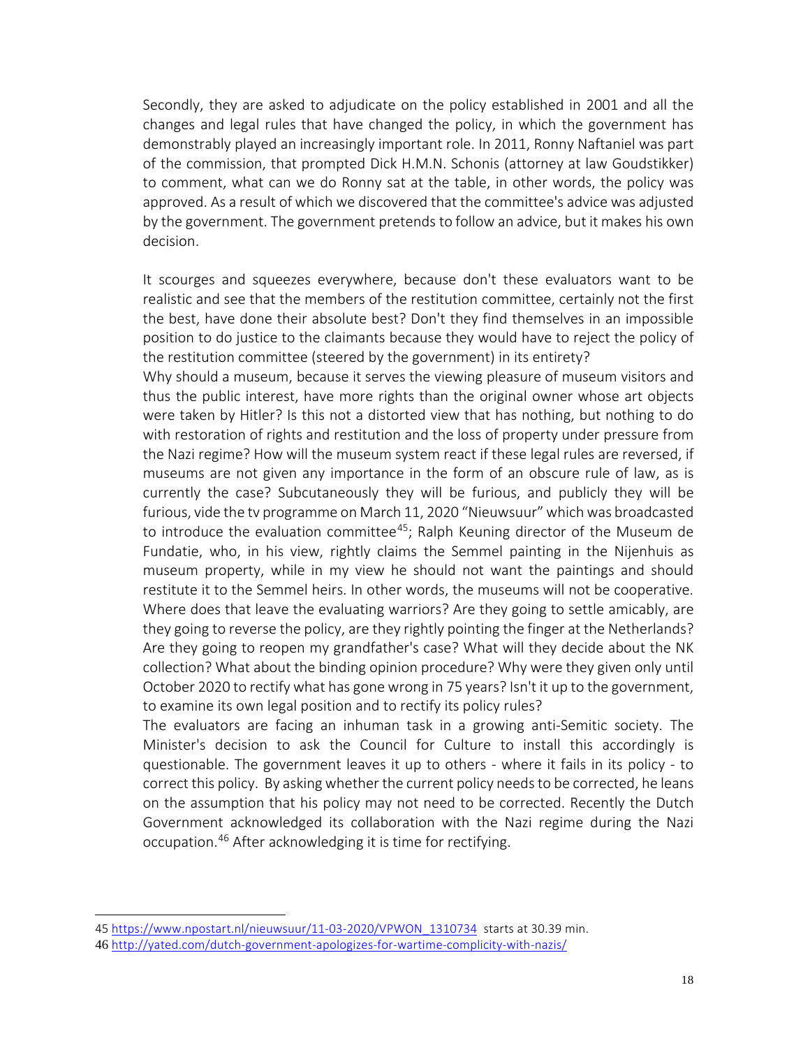Secondly, they are asked to adjudicate on the policy established in 2001 and all the changes and legal rules that have changed the policy, in which the government has demonstrably played an increasingly important role. In 2011, Ronny Naftaniel was part of the commission, that prompted Dick H.M.N. Schonis (attorney at law Goudstikker) to comment, what can we do Ronny sat at the table, in other words, the policy was approved. As a result of which we discovered that the committee's advice was adjusted by the government. The government pretends to follow an advice, but it makes his own decision.

It scourges and squeezes everywhere, because don't these evaluators want to be realistic and see that the members of the restitution committee, certainly not the first the best, have done their absolute best? Don't they find themselves in an impossible position to do justice to the claimants because they would have to reject the policy of the restitution committee (steered by the government) in its entirety?

Why should a museum, because it serves the viewing pleasure of museum visitors and thus the public interest, have more rights than the original owner whose art objects were taken by Hitler? Is this not a distorted view that has nothing, but nothing to do with restoration of rights and restitution and the loss of property under pressure from the Nazi regime? How will the museum system react if these legal rules are reversed, if museums are not given any importance in the form of an obscure rule of law, as is currently the case? Subcutaneously they will be furious, and publicly they will be furious, vide the tv programme on March 11, 2020 "Nieuwsuur" which was broadcasted to introduce the evaluation committee[45]; Ralph Keuning director of the Museum de Fundatie, who, in his view, rightly claims the Semmel painting in the Nijenhuis as museum property, while in my view he should not want the paintings and should restitute it to the Semmel heirs. In other words, the museums will not be cooperative. Where does that leave the evaluating warriors? Are they going to settle amicably, are they going to reverse the policy, are they rightly pointing the finger at the Netherlands? Are they going to reopen my grandfather's case? What will they decide about the NK collection? What about the binding opinion procedure? Why were they given only until October 2020 to rectify what has gone wrong in 75 years? Isn't it up to the government, to examine its own legal position and to rectify its policy rules?

The evaluators are facing an inhuman task in a growing anti-Semitic society. The Minister's decision to ask the Council for Culture to install this accordingly is questionable. The government leaves it up to others - where it fails in its policy - to correct this policy. By asking whether the current policy needs to be corrected, he leans on the assumption that his policy may not need to be corrected. Recently the Dutch Government acknowledged its collaboration with the Nazi regime during the Nazi occupation.[46] After acknowledging it is time for rectifying.

---

45 https://www.npostart.nl/nieuwsuur/11-03-2020/VPWON_1310734 starts at 30.39 min.

46 http://yated.com/dutch-government-apologizes-for-wartime-complicity-with-nazis/